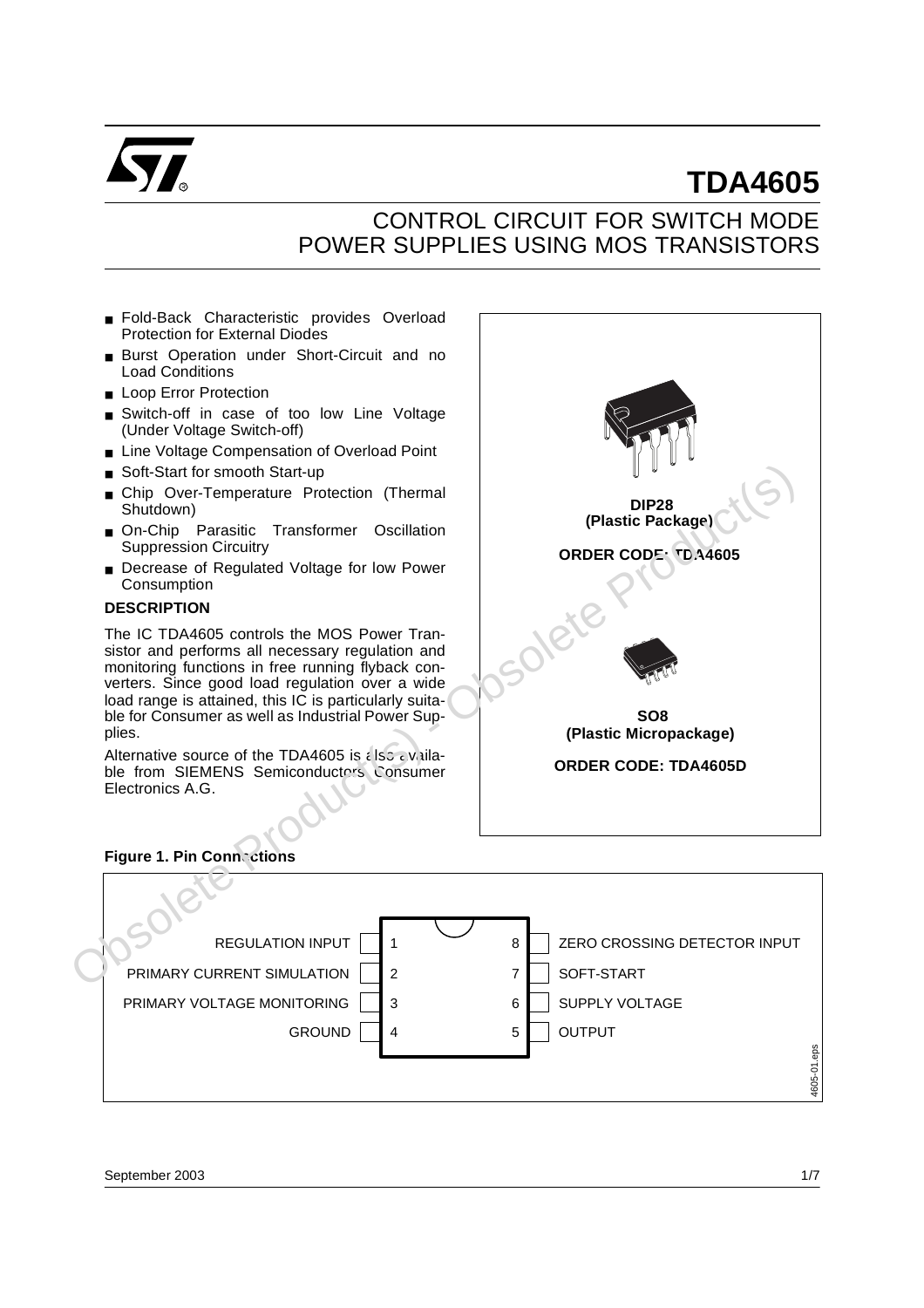# TDA4605

## CONTROL CIRCUIT FOR SWITCH MODE POWER SUPPLIES USING MOS TRANSISTORS

- Fold-Back Characteristic provides Overload Protection for External Diodes
- Burst Operation under Short-Circuit and no Load Conditions
- Loop Error Protection
- Switch-off in case of too low Line Voltage (Under Voltage Switch-off)
- Line Voltage Compensation of Overload Point
- Soft-Start for smooth Start-up
- Chip Over-Temperature Protection (Thermal Shutdown)
- On-Chip Parasitic Transformer Oscillation Suppression Circuitry
- Decrease of Regulated Voltage for low Power Consumption

**DIP28**
**(Plastic Package)**

**ORDER CODE: TDA4605**

**SO8**
**(Plastic Micropackage)**

**ORDER CODE: TDA4605D**

### DESCRIPTION

The IC TDA4605 controls the MOS Power Transistor and performs all necessary regulation and monitoring functions in free running flyback converters. Since good load regulation over a wide load range is attained, this IC is particularly suitable for Consumer as well as Industrial Power Supplies.

Alternative source of the TDA4605 is also available from SIEMENS Semiconductors Consumer Electronics A.G.

**Figure 1. Pin Connections**

| Pin | Function | Pin | Function |
|---|---|---|---|
| 1 | REGULATION INPUT | 8 | ZERO CROSSING DETECTOR INPUT |
| 2 | PRIMARY CURRENT SIMULATION | 7 | SOFT-START |
| 3 | PRIMARY VOLTAGE MONITORING | 6 | SUPPLY VOLTAGE |
| 4 | GROUND | 5 | OUTPUT |

September 2003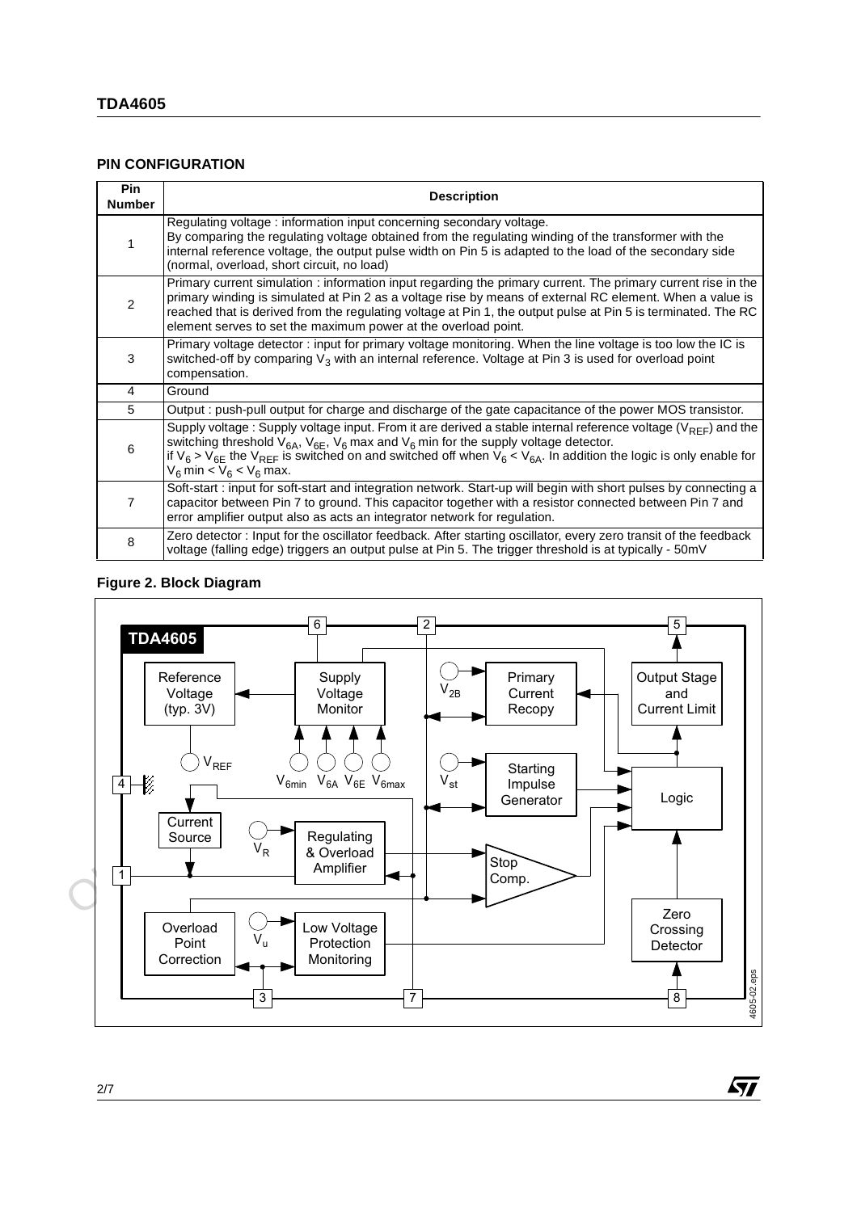## PIN CONFIGURATION

| Pin Number | Description |
|---|---|
| 1 | Regulating voltage : information input concerning secondary voltage. By comparing the regulating voltage obtained from the regulating winding of the transformer with the internal reference voltage, the output pulse width on Pin 5 is adapted to the load of the secondary side (normal, overload, short circuit, no load) |
| 2 | Primary current simulation : information input regarding the primary current. The primary current rise in the primary winding is simulated at Pin 2 as a voltage rise by means of external RC element. When a value is reached that is derived from the regulating voltage at Pin 1, the output pulse at Pin 5 is terminated. The RC element serves to set the maximum power at the overload point. |
| 3 | Primary voltage detector : input for primary voltage monitoring. When the line voltage is too low the IC is switched-off by comparing $V_3$ with an internal reference. Voltage at Pin 3 is used for overload point compensation. |
| 4 | Ground |
| 5 | Output : push-pull output for charge and discharge of the gate capacitance of the power MOS transistor. |
| 6 | Supply voltage : Supply voltage input. From it are derived a stable internal reference voltage ($V_{REF}$) and the switching threshold $V_{6A}$, $V_{6E}$, $V_6$ max and $V_6$ min for the supply voltage detector. if $V_6 > V_{6E}$ the $V_{REF}$ is switched on and switched off when $V_6 < V_{6A}$. In addition the logic is only enable for $V_6$ min $< V_6 < V_6$ max. |
| 7 | Soft-start : input for soft-start and integration network. Start-up will begin with short pulses by connecting a capacitor between Pin 7 to ground. This capacitor together with a resistor connected between Pin 7 and error amplifier output also as acts an integrator network for regulation. |
| 8 | Zero detector : Input for the oscillator feedback. After starting oscillator, every zero transit of the feedback voltage (falling edge) triggers an output pulse at Pin 5. The trigger threshold is at typically - 50mV |

**Figure 2. Block Diagram**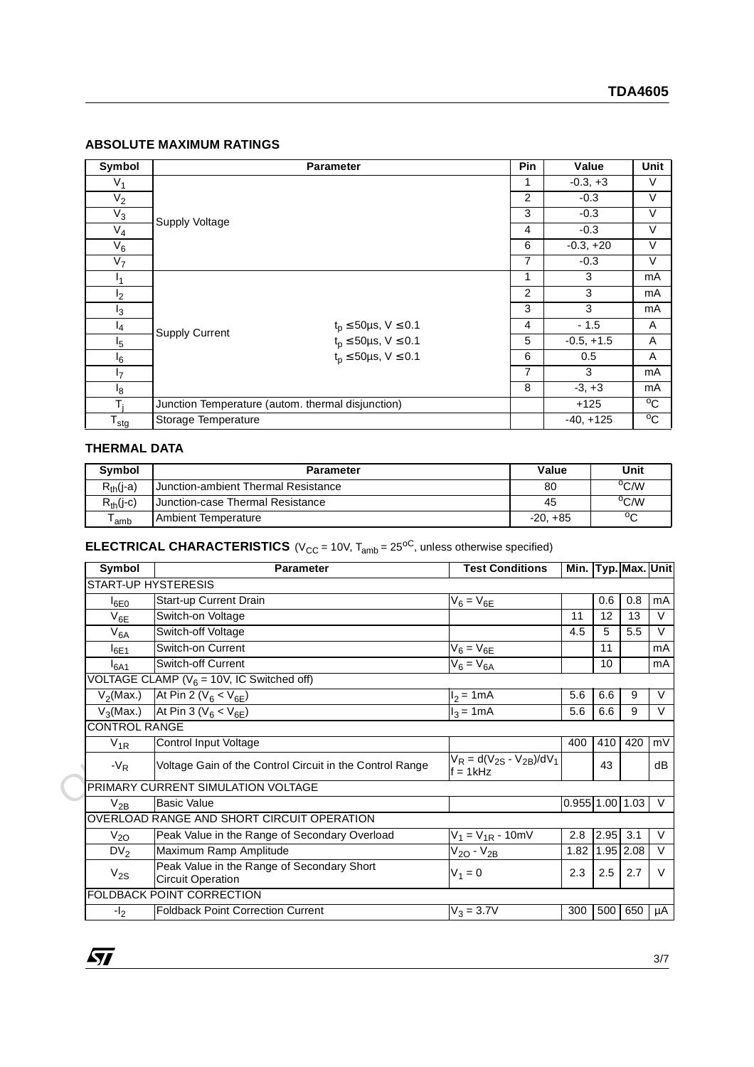## ABSOLUTE MAXIMUM RATINGS

| Symbol | Parameter | | Pin | Value | Unit |
|---|---|---|---|---|---|
| $V_1$ | Supply Voltage | | 1 | -0.3, +3 | V |
| $V_2$ | | | 2 | -0.3 | V |
| $V_3$ | | | 3 | -0.3 | V |
| $V_4$ | | | 4 | -0.3 | V |
| $V_6$ | | | 6 | -0.3, +20 | V |
| $V_7$ | | | 7 | -0.3 | V |
| $I_1$ | Supply Current | | 1 | 3 | mA |
| $I_2$ | | | 2 | 3 | mA |
| $I_3$ | | | 3 | 3 | mA |
| $I_4$ | | $t_p \leq 50\mu s$, $V \leq 0.1$ | 4 | - 1.5 | A |
| $I_5$ | | $t_p \leq 50\mu s$, $V \leq 0.1$ | 5 | -0.5, +1.5 | A |
| $I_6$ | | $t_p \leq 50\mu s$, $V \leq 0.1$ | 6 | 0.5 | A |
| $I_7$ | | | 7 | 3 | mA |
| $I_8$ | | | 8 | -3, +3 | mA |
| $T_j$ | Junction Temperature (autom. thermal disjunction) | | | +125 | °C |
| $T_{stg}$ | Storage Temperature | | | -40, +125 | °C |

## THERMAL DATA

| Symbol | Parameter | Value | Unit |
|---|---|---|---|
| $R_{th}(j\text{-}a)$ | Junction-ambient Thermal Resistance | 80 | °C/W |
| $R_{th}(j\text{-}c)$ | Junction-case Thermal Resistance | 45 | °C/W |
| $T_{amb}$ | Ambient Temperature | -20, +85 | °C |

## ELECTRICAL CHARACTERISTICS ($V_{CC}$ = 10V, $T_{amb}$ = 25°C, unless otherwise specified)

| Symbol | Parameter | Test Conditions | Min. | Typ. | Max. | Unit |
|---|---|---|---|---|---|---|
| START-UP HYSTERESIS | | | | | | |
| $I_{6E0}$ | Start-up Current Drain | $V_6 = V_{6E}$ | | 0.6 | 0.8 | mA |
| $V_{6E}$ | Switch-on Voltage | | 11 | 12 | 13 | V |
| $V_{6A}$ | Switch-off Voltage | | 4.5 | 5 | 5.5 | V |
| $I_{6E1}$ | Switch-on Current | $V_6 = V_{6E}$ | | 11 | | mA |
| $I_{6A1}$ | Switch-off Current | $V_6 = V_{6A}$ | | 10 | | mA |
| VOLTAGE CLAMP ($V_6$ = 10V, IC Switched off) | | | | | | |
| $V_2$(Max.) | At Pin 2 ($V_6 < V_{6E}$) | $I_2$ = 1mA | 5.6 | 6.6 | 9 | V |
| $V_3$(Max.) | At Pin 3 ($V_6 < V_{6E}$) | $I_3$ = 1mA | 5.6 | 6.6 | 9 | V |
| CONTROL RANGE | | | | | | |
| $V_{1R}$ | Control Input Voltage | | 400 | 410 | 420 | mV |
| $-V_R$ | Voltage Gain of the Control Circuit in the Control Range | $V_R = d(V_{2S} - V_{2B})/dV_1$ f = 1kHz | | 43 | | dB |
| PRIMARY CURRENT SIMULATION VOLTAGE | | | | | | |
| $V_{2B}$ | Basic Value | | 0.955 | 1.00 | 1.03 | V |
| OVERLOAD RANGE AND SHORT CIRCUIT OPERATION | | | | | | |
| $V_{2O}$ | Peak Value in the Range of Secondary Overload | $V_1 = V_{1R}$ - 10mV | 2.8 | 2.95 | 3.1 | V |
| $DV_2$ | Maximum Ramp Amplitude | $V_{2O} - V_{2B}$ | 1.82 | 1.95 | 2.08 | V |
| $V_{2S}$ | Peak Value in the Range of Secondary Short Circuit Operation | $V_1 = 0$ | 2.3 | 2.5 | 2.7 | V |
| FOLDBACK POINT CORRECTION | | | | | | |
| $-I_2$ | Foldback Point Correction Current | $V_3$ = 3.7V | 300 | 500 | 650 | μA |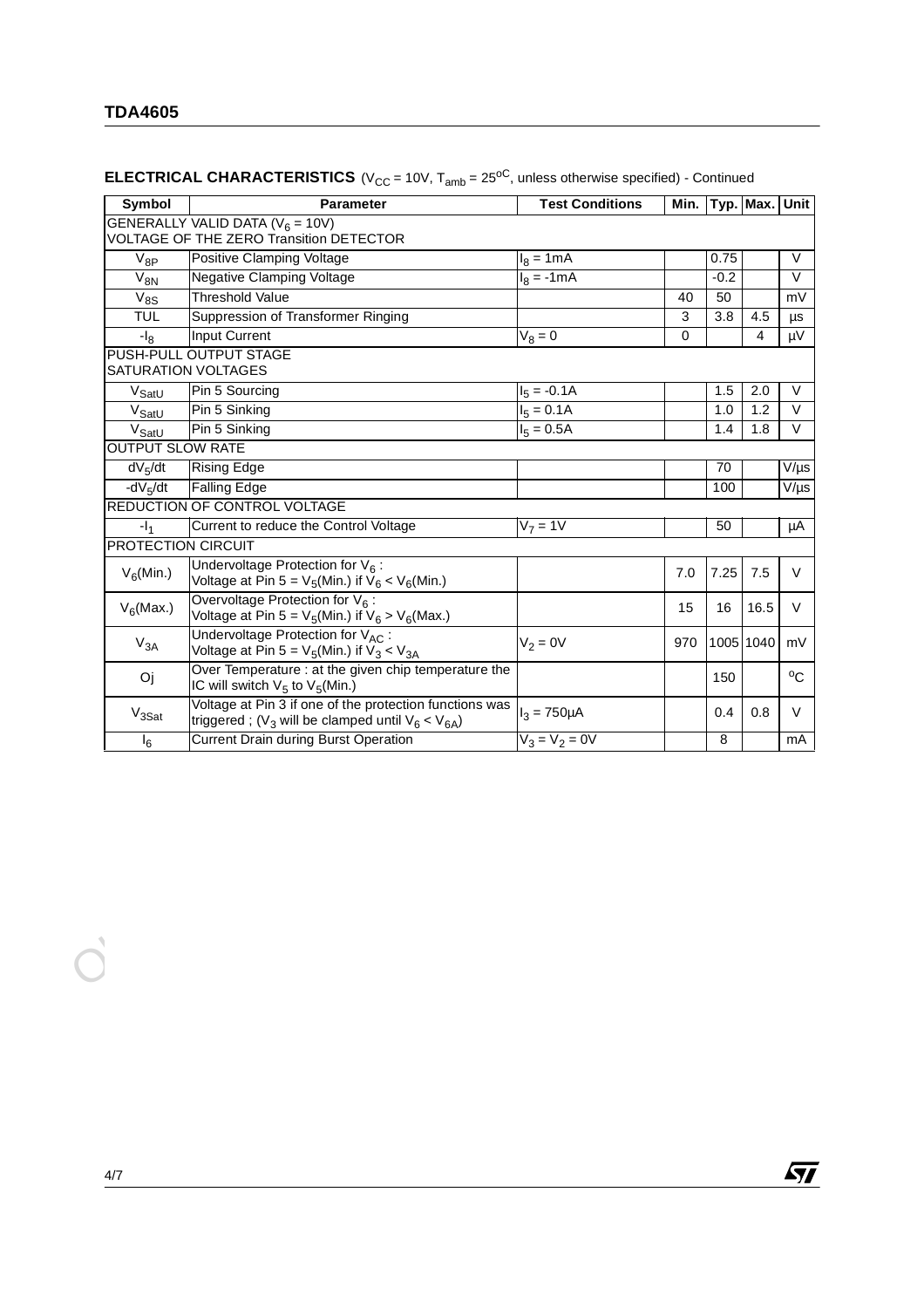**ELECTRICAL CHARACTERISTICS** ($V_{CC}$ = 10V, $T_{amb}$ = 25$^{o}$C, unless otherwise specified) - Continued

| Symbol | Parameter | Test Conditions | Min. | Typ. | Max. | Unit |
|---|---|---|---|---|---|---|
| GENERALLY VALID DATA ($V_6$ = 10V) VOLTAGE OF THE ZERO Transition DETECTOR | | | | | | |
| $V_{8P}$ | Positive Clamping Voltage | $I_8$ = 1mA | | 0.75 | | V |
| $V_{8N}$ | Negative Clamping Voltage | $I_8$ = -1mA | | -0.2 | | V |
| $V_{8S}$ | Threshold Value | | 40 | 50 | | mV |
| TUL | Suppression of Transformer Ringing | | 3 | 3.8 | 4.5 | µs |
| $-I_8$ | Input Current | $V_8$ = 0 | 0 | | 4 | µV |
| PUSH-PULL OUTPUT STAGE SATURATION VOLTAGES | | | | | | |
| $V_{SatU}$ | Pin 5 Sourcing | $I_5$ = -0.1A | | 1.5 | 2.0 | V |
| $V_{SatU}$ | Pin 5 Sinking | $I_5$ = 0.1A | | 1.0 | 1.2 | V |
| $V_{SatU}$ | Pin 5 Sinking | $I_5$ = 0.5A | | 1.4 | 1.8 | V |
| OUTPUT SLOW RATE | | | | | | |
| $dV_5/dt$ | Rising Edge | | | 70 | | V/µs |
| $-dV_5/dt$ | Falling Edge | | | 100 | | V/µs |
| REDUCTION OF CONTROL VOLTAGE | | | | | | |
| $-I_1$ | Current to reduce the Control Voltage | $V_7$ = 1V | | 50 | | µA |
| PROTECTION CIRCUIT | | | | | | |
| $V_6$(Min.) | Undervoltage Protection for $V_6$ : Voltage at Pin 5 = $V_5$(Min.) if $V_6 < V_6$(Min.) | | 7.0 | 7.25 | 7.5 | V |
| $V_6$(Max.) | Overvoltage Protection for $V_6$ : Voltage at Pin 5 = $V_5$(Min.) if $V_6 > V_6$(Max.) | | 15 | 16 | 16.5 | V |
| $V_{3A}$ | Undervoltage Protection for $V_{AC}$ : Voltage at Pin 5 = $V_5$(Min.) if $V_3 < V_{3A}$ | $V_2$ = 0V | 970 | 1005 | 1040 | mV |
| Oj | Over Temperature : at the given chip temperature the IC will switch $V_5$ to $V_5$(Min.) | | | 150 | | $^{o}$C |
| $V_{3Sat}$ | Voltage at Pin 3 if one of the protection functions was triggered ; ($V_3$ will be clamped until $V_6 < V_{6A}$) | $I_3$ = 750µA | | 0.4 | 0.8 | V |
| $I_6$ | Current Drain during Burst Operation | $V_3 = V_2$ = 0V | | 8 | | mA |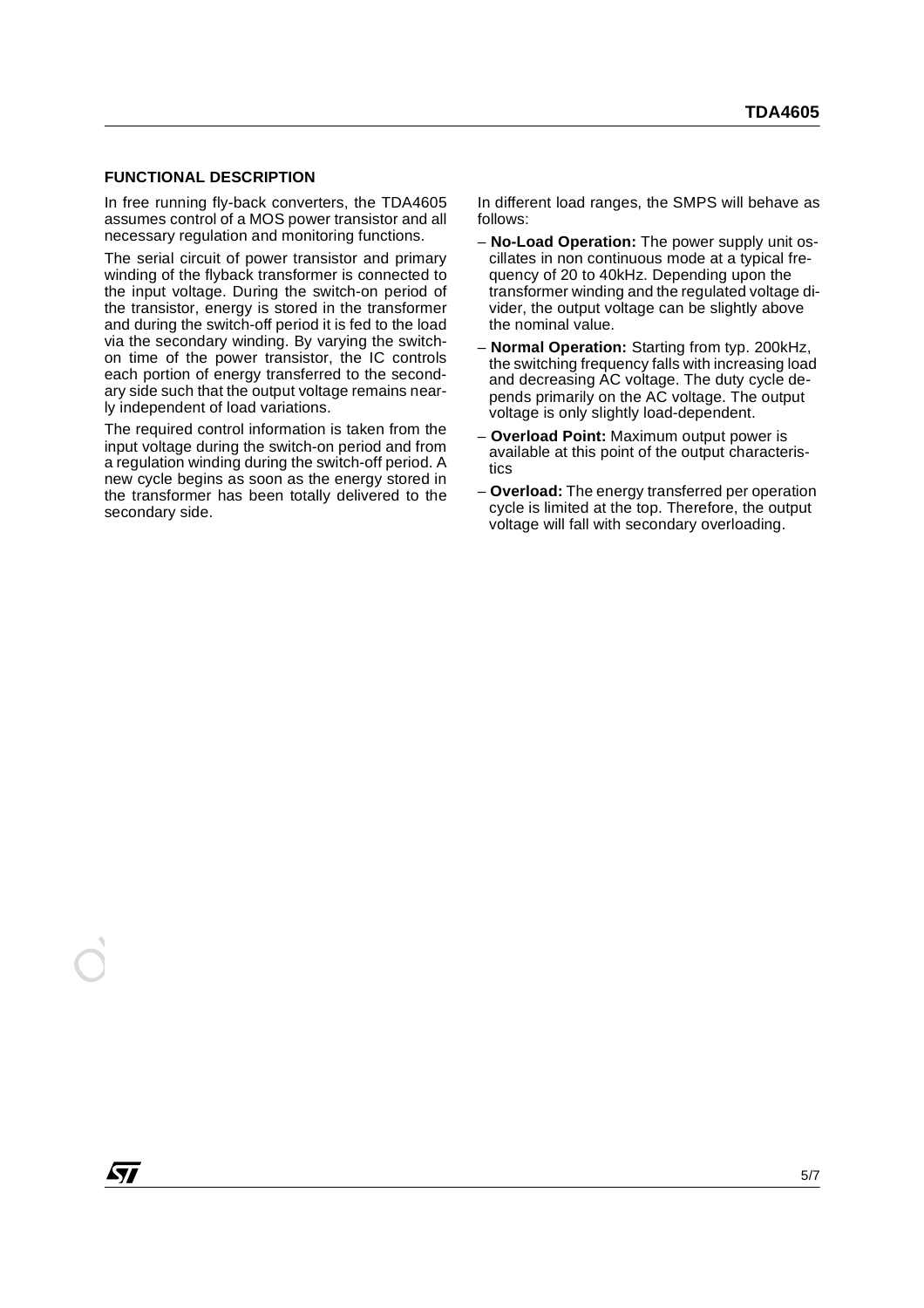## FUNCTIONAL DESCRIPTION

In free running fly-back converters, the TDA4605 assumes control of a MOS power transistor and all necessary regulation and monitoring functions.

The serial circuit of power transistor and primary winding of the flyback transformer is connected to the input voltage. During the switch-on period of the transistor, energy is stored in the transformer and during the switch-off period it is fed to the load via the secondary winding. By varying the switch-on time of the power transistor, the IC controls each portion of energy transferred to the secondary side such that the output voltage remains nearly independent of load variations.

The required control information is taken from the input voltage during the switch-on period and from a regulation winding during the switch-off period. A new cycle begins as soon as the energy stored in the transformer has been totally delivered to the secondary side.

In different load ranges, the SMPS will behave as follows:

- **No-Load Operation:** The power supply unit oscillates in non continuous mode at a typical frequency of 20 to 40kHz. Depending upon the transformer winding and the regulated voltage divider, the output voltage can be slightly above the nominal value.
- **Normal Operation:** Starting from typ. 200kHz, the switching frequency falls with increasing load and decreasing AC voltage. The duty cycle depends primarily on the AC voltage. The output voltage is only slightly load-dependent.
- **Overload Point:** Maximum output power is available at this point of the output characteristics
- **Overload:** The energy transferred per operation cycle is limited at the top. Therefore, the output voltage will fall with secondary overloading.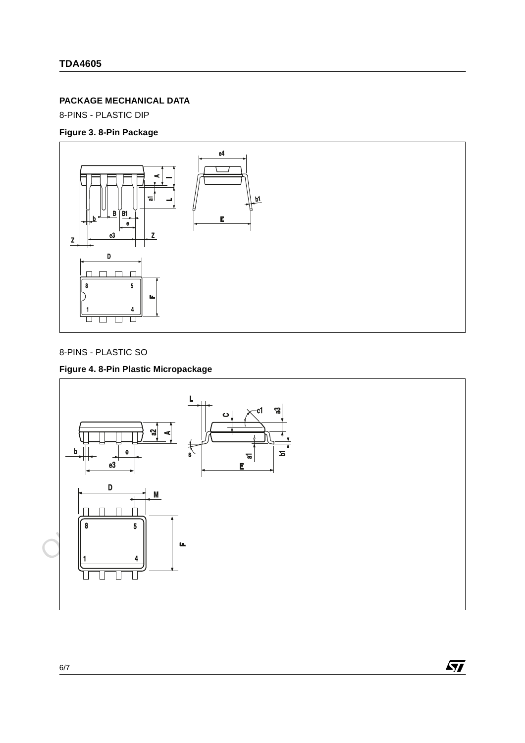## PACKAGE MECHANICAL DATA

8-PINS - PLASTIC DIP

**Figure 3. 8-Pin Package**

8-PINS - PLASTIC SO

**Figure 4. 8-Pin Plastic Micropackage**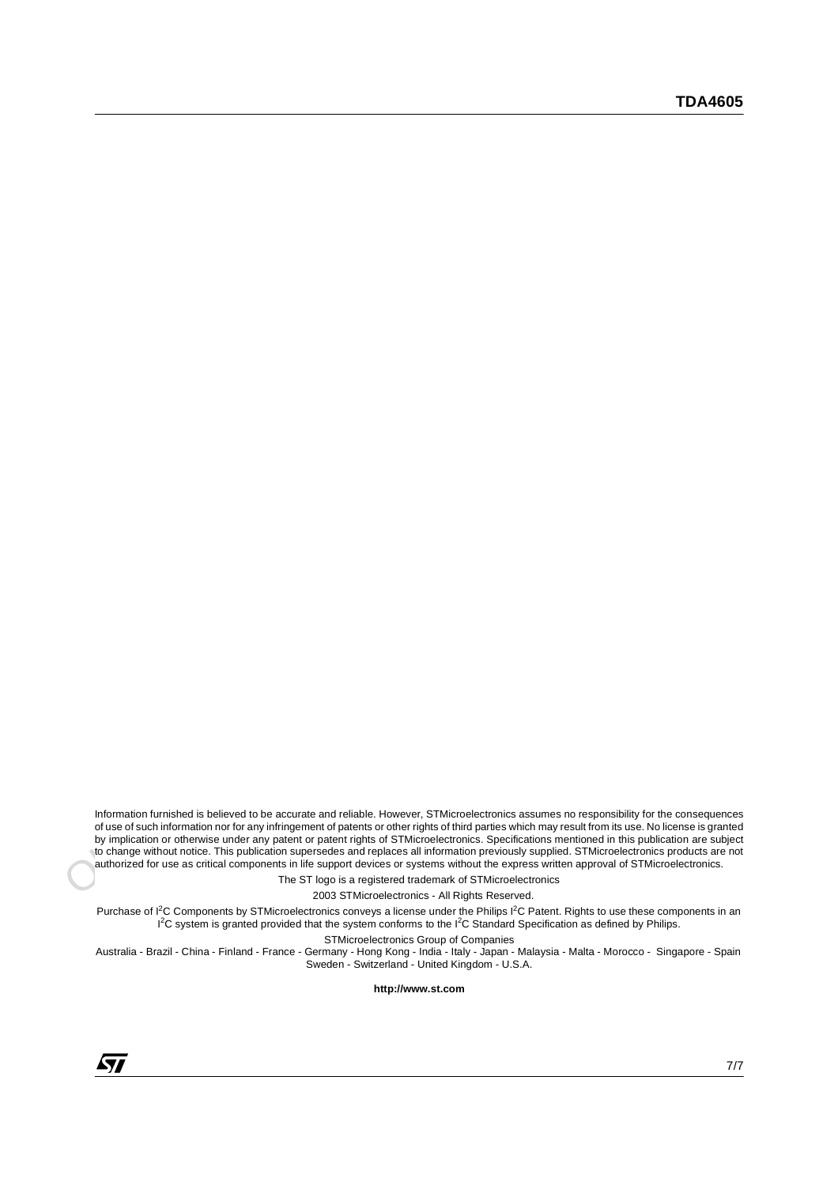Information furnished is believed to be accurate and reliable. However, STMicroelectronics assumes no responsibility for the consequences of use of such information nor for any infringement of patents or other rights of third parties which may result from its use. No license is granted by implication or otherwise under any patent or patent rights of STMicroelectronics. Specifications mentioned in this publication are subject to change without notice. This publication supersedes and replaces all information previously supplied. STMicroelectronics products are not authorized for use as critical components in life support devices or systems without the express written approval of STMicroelectronics.

The ST logo is a registered trademark of STMicroelectronics

2003 STMicroelectronics - All Rights Reserved.

Purchase of $I^2C$ Components by STMicroelectronics conveys a license under the Philips $I^2C$ Patent. Rights to use these components in an $I^2C$ system is granted provided that the system conforms to the $I^2C$ Standard Specification as defined by Philips.

STMicroelectronics Group of Companies

Australia - Brazil - China - Finland - France - Germany - Hong Kong - India - Italy - Japan - Malaysia - Malta - Morocco - Singapore - Spain Sweden - Switzerland - United Kingdom - U.S.A.

**http://www.st.com**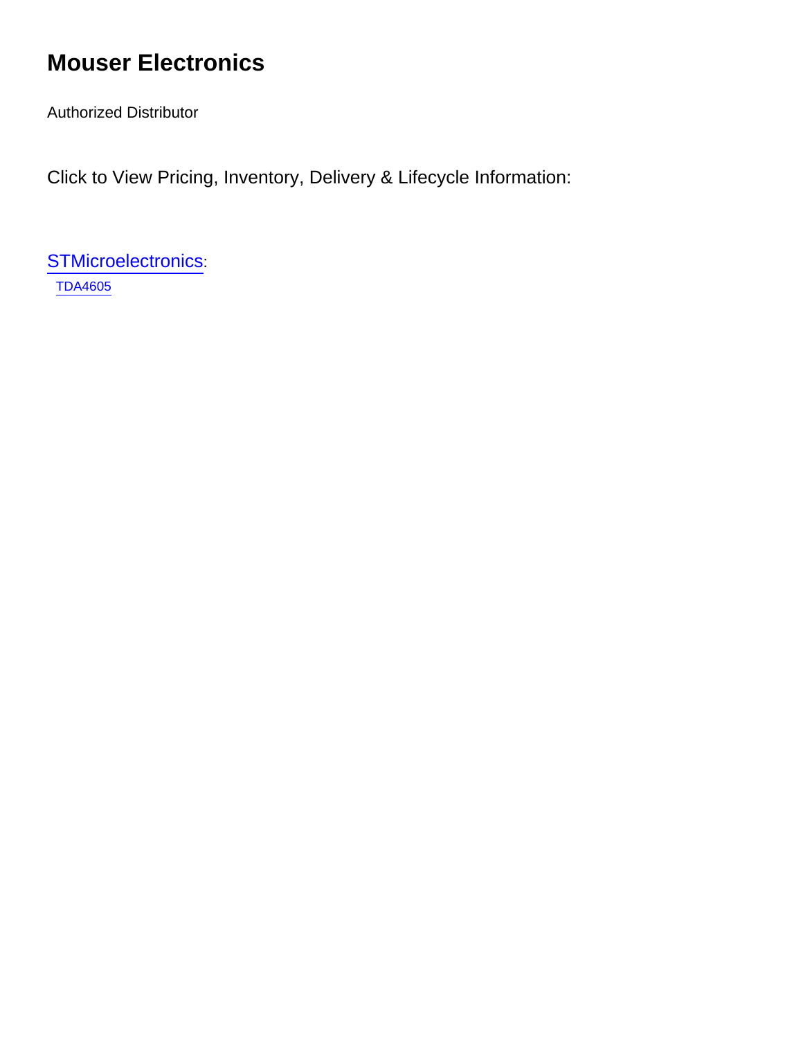# Mouser Electronics

Authorized Distributor

Click to View Pricing, Inventory, Delivery & Lifecycle Information:

STMicroelectronics:

TDA4605